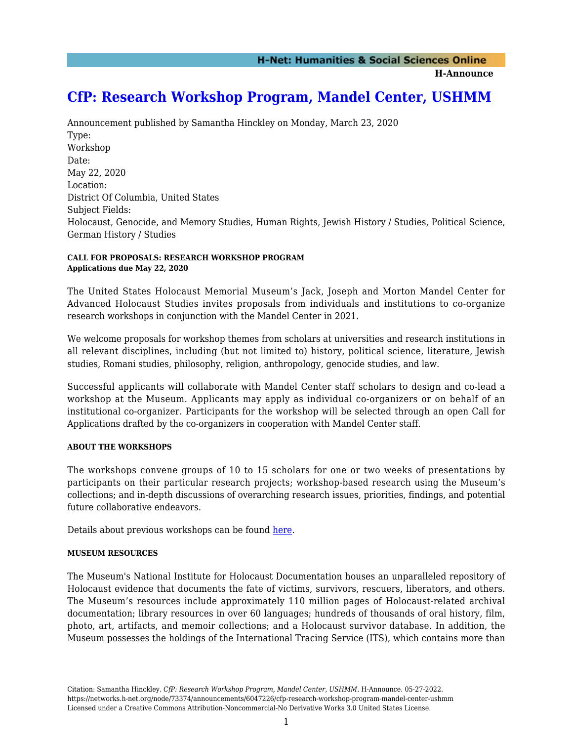# CfP: Research Workshop Program, Mandel Center, USHMM

Announcement published by Samantha Hinckley on Monday, March 23, 2020

Type:
Workshop

Date:
May 22, 2020

Location:
District Of Columbia, United States

Subject Fields:
Holocaust, Genocide, and Memory Studies, Human Rights, Jewish History / Studies, Political Science, German History / Studies

**CALL FOR PROPOSALS: RESEARCH WORKSHOP PROGRAM**
**Applications due May 22, 2020**

The United States Holocaust Memorial Museum's Jack, Joseph and Morton Mandel Center for Advanced Holocaust Studies invites proposals from individuals and institutions to co-organize research workshops in conjunction with the Mandel Center in 2021.

We welcome proposals for workshop themes from scholars at universities and research institutions in all relevant disciplines, including (but not limited to) history, political science, literature, Jewish studies, Romani studies, philosophy, religion, anthropology, genocide studies, and law.

Successful applicants will collaborate with Mandel Center staff scholars to design and co-lead a workshop at the Museum. Applicants may apply as individual co-organizers or on behalf of an institutional co-organizer. Participants for the workshop will be selected through an open Call for Applications drafted by the co-organizers in cooperation with Mandel Center staff.

**ABOUT THE WORKSHOPS**

The workshops convene groups of 10 to 15 scholars for one or two weeks of presentations by participants on their particular research projects; workshop-based research using the Museum's collections; and in-depth discussions of overarching research issues, priorities, findings, and potential future collaborative endeavors.

Details about previous workshops can be found here.

**MUSEUM RESOURCES**

The Museum's National Institute for Holocaust Documentation houses an unparalleled repository of Holocaust evidence that documents the fate of victims, survivors, rescuers, liberators, and others. The Museum's resources include approximately 110 million pages of Holocaust-related archival documentation; library resources in over 60 languages; hundreds of thousands of oral history, film, photo, art, artifacts, and memoir collections; and a Holocaust survivor database. In addition, the Museum possesses the holdings of the International Tracing Service (ITS), which contains more than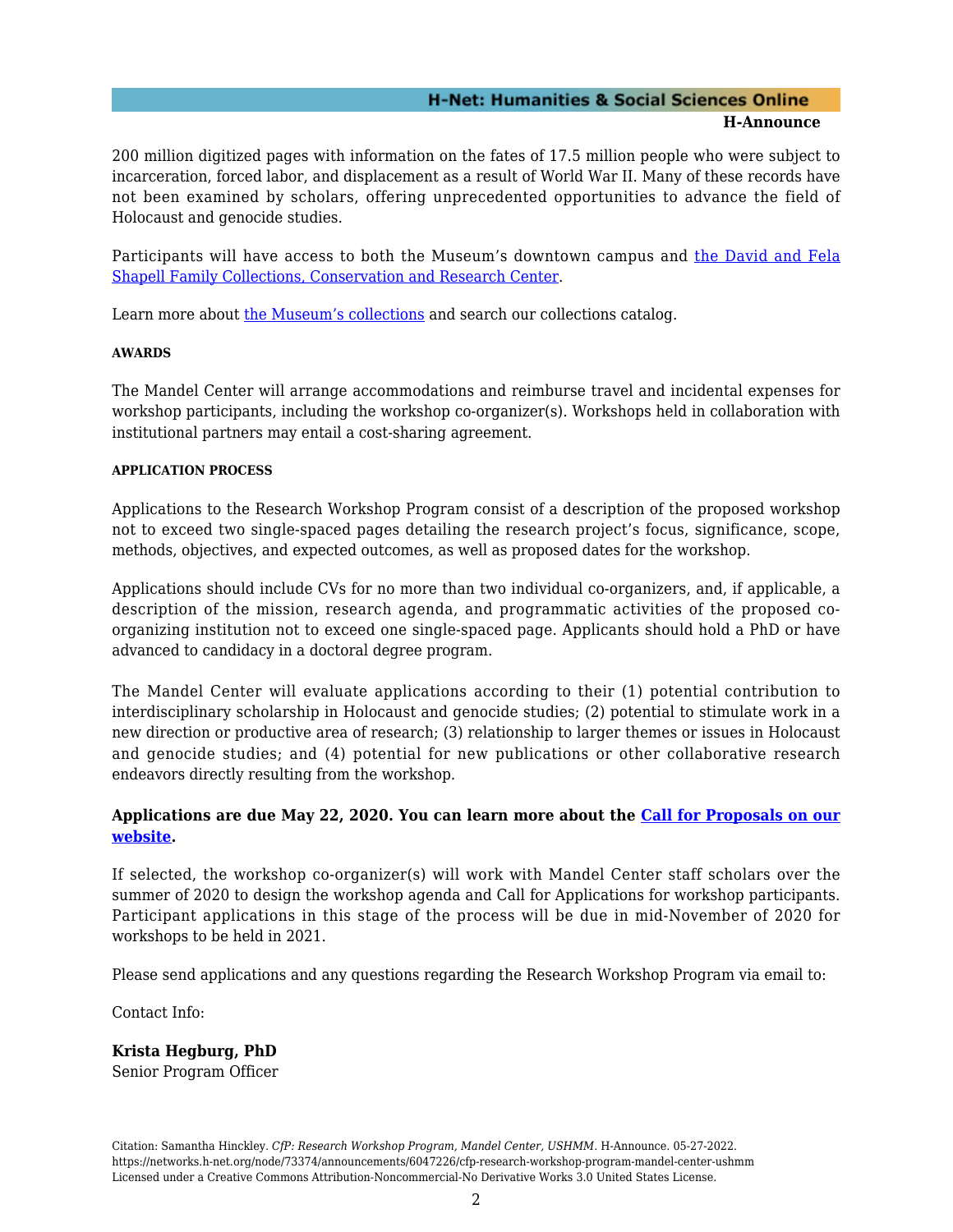200 million digitized pages with information on the fates of 17.5 million people who were subject to incarceration, forced labor, and displacement as a result of World War II. Many of these records have not been examined by scholars, offering unprecedented opportunities to advance the field of Holocaust and genocide studies.

Participants will have access to both the Museum's downtown campus and [the David and Fela Shapell Family Collections, Conservation and Research Center](#).

Learn more about [the Museum's collections](#) and search our collections catalog.

###### AWARDS

The Mandel Center will arrange accommodations and reimburse travel and incidental expenses for workshop participants, including the workshop co-organizer(s). Workshops held in collaboration with institutional partners may entail a cost-sharing agreement.

###### APPLICATION PROCESS

Applications to the Research Workshop Program consist of a description of the proposed workshop not to exceed two single-spaced pages detailing the research project's focus, significance, scope, methods, objectives, and expected outcomes, as well as proposed dates for the workshop.

Applications should include CVs for no more than two individual co-organizers, and, if applicable, a description of the mission, research agenda, and programmatic activities of the proposed co-organizing institution not to exceed one single-spaced page. Applicants should hold a PhD or have advanced to candidacy in a doctoral degree program.

The Mandel Center will evaluate applications according to their (1) potential contribution to interdisciplinary scholarship in Holocaust and genocide studies; (2) potential to stimulate work in a new direction or productive area of research; (3) relationship to larger themes or issues in Holocaust and genocide studies; and (4) potential for new publications or other collaborative research endeavors directly resulting from the workshop.

**Applications are due May 22, 2020. You can learn more about the [Call for Proposals on our website](#).**

If selected, the workshop co-organizer(s) will work with Mandel Center staff scholars over the summer of 2020 to design the workshop agenda and Call for Applications for workshop participants. Participant applications in this stage of the process will be due in mid-November of 2020 for workshops to be held in 2021.

Please send applications and any questions regarding the Research Workshop Program via email to:

Contact Info:

**Krista Hegburg, PhD**
Senior Program Officer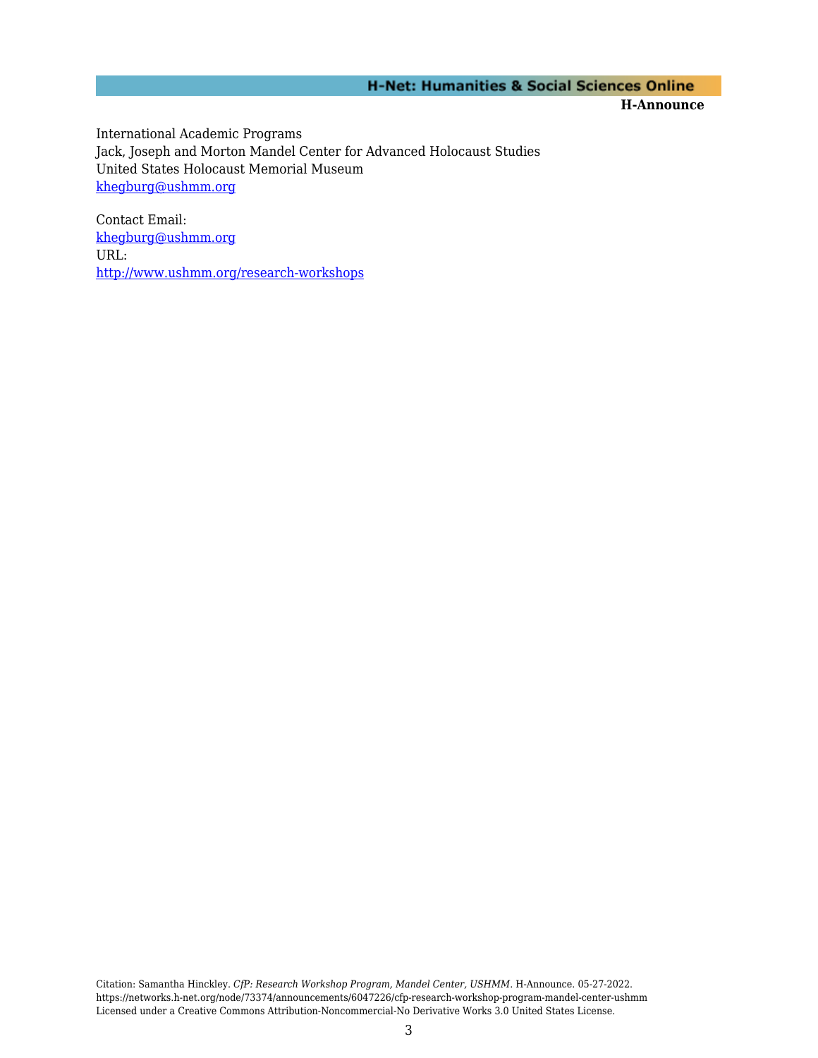International Academic Programs
Jack, Joseph and Morton Mandel Center for Advanced Holocaust Studies
United States Holocaust Memorial Museum
khegburg@ushmm.org

Contact Email:
khegburg@ushmm.org
URL:
http://www.ushmm.org/research-workshops